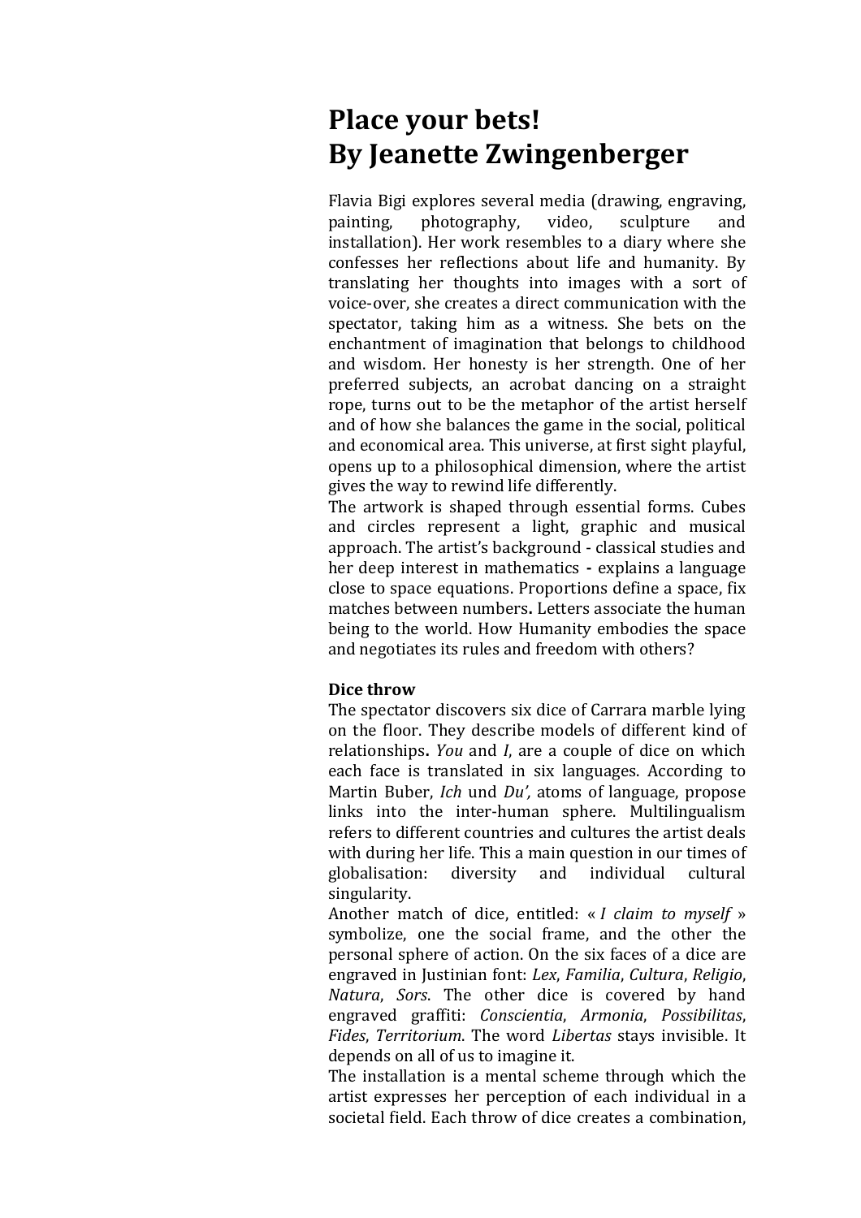# Place your bets!
# By Jeanette Zwingenberger

Flavia Bigi explores several media (drawing, engraving, painting, photography, video, sculpture and installation). Her work resembles to a diary where she confesses her reflections about life and humanity. By translating her thoughts into images with a sort of voice-over, she creates a direct communication with the spectator, taking him as a witness. She bets on the enchantment of imagination that belongs to childhood and wisdom. Her honesty is her strength. One of her preferred subjects, an acrobat dancing on a straight rope, turns out to be the metaphor of the artist herself and of how she balances the game in the social, political and economical area. This universe, at first sight playful, opens up to a philosophical dimension, where the artist gives the way to rewind life differently.

The artwork is shaped through essential forms. Cubes and circles represent a light, graphic and musical approach. The artist's background - classical studies and her deep interest in mathematics **-** explains a language close to space equations. Proportions define a space, fix matches between numbers**.** Letters associate the human being to the world. How Humanity embodies the space and negotiates its rules and freedom with others?

**Dice throw**

The spectator discovers six dice of Carrara marble lying on the floor. They describe models of different kind of relationships**.** *You* and *I*, are a couple of dice on which each face is translated in six languages. According to Martin Buber, *Ich* und *Du',* atoms of language, propose links into the inter-human sphere. Multilingualism refers to different countries and cultures the artist deals with during her life. This a main question in our times of globalisation: diversity and individual cultural singularity.

Another match of dice, entitled: « *I claim to myself* » symbolize, one the social frame, and the other the personal sphere of action. On the six faces of a dice are engraved in Justinian font: *Lex*, *Familia*, *Cultura*, *Religio*, *Natura*, *Sors*. The other dice is covered by hand engraved graffiti: *Conscientia*, *Armonia*, *Possibilitas*, *Fides*, *Territorium*. The word *Libertas* stays invisible. It depends on all of us to imagine it.

The installation is a mental scheme through which the artist expresses her perception of each individual in a societal field. Each throw of dice creates a combination,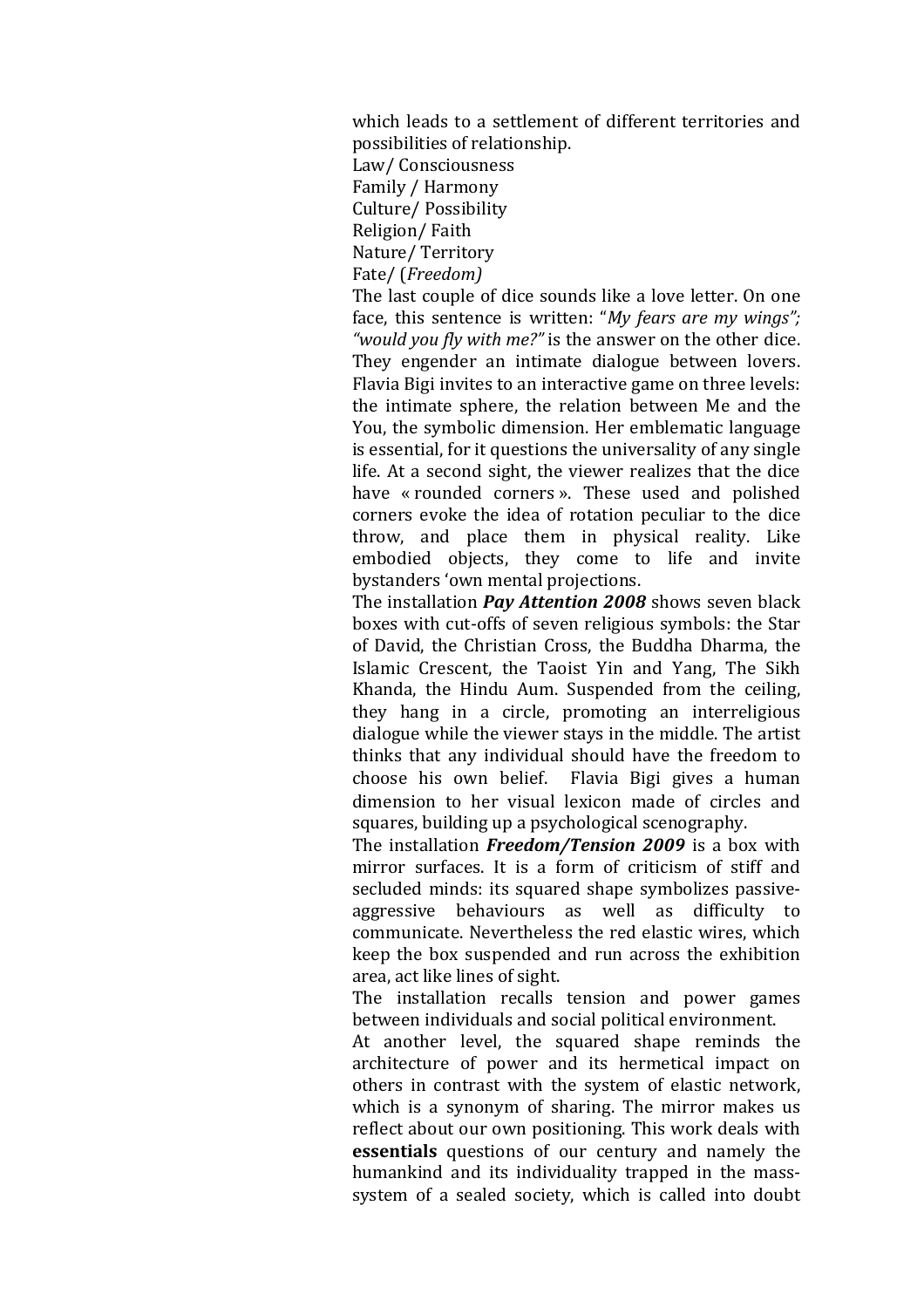which leads to a settlement of different territories and possibilities of relationship.

Law/ Consciousness
Family / Harmony
Culture/ Possibility
Religion/ Faith
Nature/ Territory
Fate/ (*Freedom)*

The last couple of dice sounds like a love letter. On one face, this sentence is written: "*My fears are my wings"; "would you fly with me?"* is the answer on the other dice. They engender an intimate dialogue between lovers. Flavia Bigi invites to an interactive game on three levels: the intimate sphere, the relation between Me and the You, the symbolic dimension. Her emblematic language is essential, for it questions the universality of any single life. At a second sight, the viewer realizes that the dice have « rounded corners ». These used and polished corners evoke the idea of rotation peculiar to the dice throw, and place them in physical reality. Like embodied objects, they come to life and invite bystanders 'own mental projections.

The installation ***Pay Attention 2008*** shows seven black boxes with cut-offs of seven religious symbols: the Star of David, the Christian Cross, the Buddha Dharma, the Islamic Crescent, the Taoist Yin and Yang, The Sikh Khanda, the Hindu Aum. Suspended from the ceiling, they hang in a circle, promoting an interreligious dialogue while the viewer stays in the middle. The artist thinks that any individual should have the freedom to choose his own belief. Flavia Bigi gives a human dimension to her visual lexicon made of circles and squares, building up a psychological scenography.

The installation ***Freedom/Tension 2009*** is a box with mirror surfaces. It is a form of criticism of stiff and secluded minds: its squared shape symbolizes passive-aggressive behaviours as well as difficulty to communicate. Nevertheless the red elastic wires, which keep the box suspended and run across the exhibition area, act like lines of sight.

The installation recalls tension and power games between individuals and social political environment.

At another level, the squared shape reminds the architecture of power and its hermetical impact on others in contrast with the system of elastic network, which is a synonym of sharing. The mirror makes us reflect about our own positioning. This work deals with **essentials** questions of our century and namely the humankind and its individuality trapped in the mass-system of a sealed society, which is called into doubt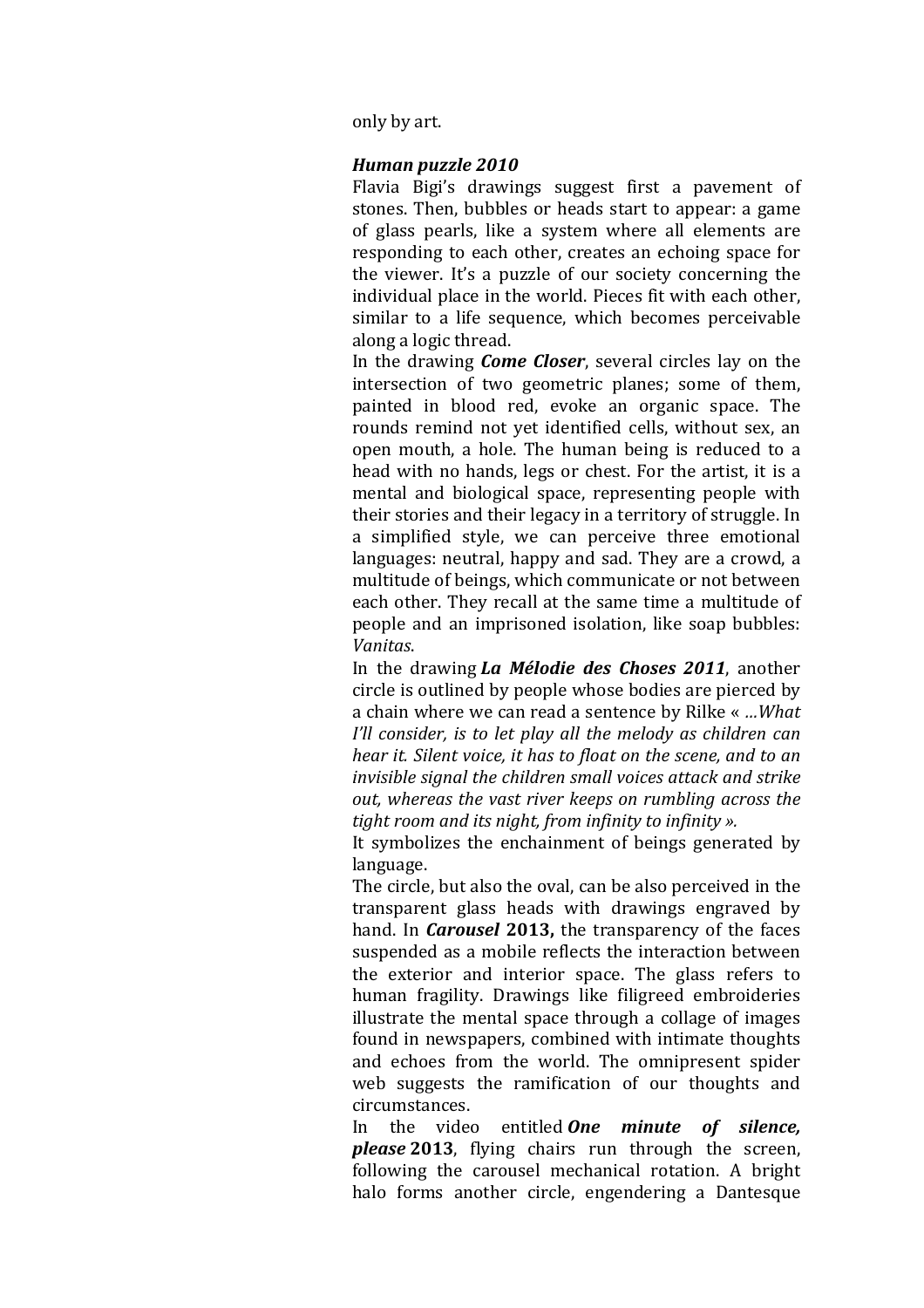only by art.

***Human puzzle 2010***

Flavia Bigi's drawings suggest first a pavement of stones. Then, bubbles or heads start to appear: a game of glass pearls, like a system where all elements are responding to each other, creates an echoing space for the viewer. It's a puzzle of our society concerning the individual place in the world. Pieces fit with each other, similar to a life sequence, which becomes perceivable along a logic thread.

In the drawing ***Come Closer***, several circles lay on the intersection of two geometric planes; some of them, painted in blood red, evoke an organic space. The rounds remind not yet identified cells, without sex, an open mouth, a hole. The human being is reduced to a head with no hands, legs or chest. For the artist, it is a mental and biological space, representing people with their stories and their legacy in a territory of struggle. In a simplified style, we can perceive three emotional languages: neutral, happy and sad. They are a crowd, a multitude of beings, which communicate or not between each other. They recall at the same time a multitude of people and an imprisoned isolation, like soap bubbles: *Vanitas*.

In the drawing ***La Mélodie des Choses 2011***, another circle is outlined by people whose bodies are pierced by a chain where we can read a sentence by Rilke « *...What I'll consider, is to let play all the melody as children can hear it. Silent voice, it has to float on the scene, and to an invisible signal the children small voices attack and strike out, whereas the vast river keeps on rumbling across the tight room and its night, from infinity to infinity ».*

It symbolizes the enchainment of beings generated by language.

The circle, but also the oval, can be also perceived in the transparent glass heads with drawings engraved by hand. In ***Carousel* 2013,** the transparency of the faces suspended as a mobile reflects the interaction between the exterior and interior space. The glass refers to human fragility. Drawings like filigreed embroideries illustrate the mental space through a collage of images found in newspapers, combined with intimate thoughts and echoes from the world. The omnipresent spider web suggests the ramification of our thoughts and circumstances.

In the video entitled ***One minute of silence, please* 2013**, flying chairs run through the screen, following the carousel mechanical rotation. A bright halo forms another circle, engendering a Dantesque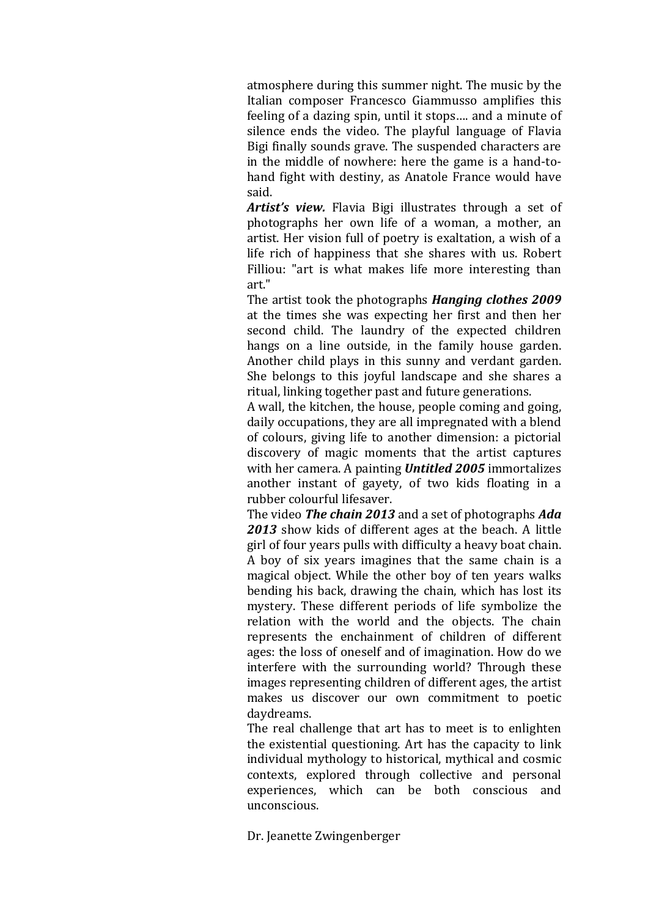atmosphere during this summer night. The music by the Italian composer Francesco Giammusso amplifies this feeling of a dazing spin, until it stops…. and a minute of silence ends the video. The playful language of Flavia Bigi finally sounds grave. The suspended characters are in the middle of nowhere: here the game is a hand-to-hand fight with destiny, as Anatole France would have said.

***Artist's view.*** Flavia Bigi illustrates through a set of photographs her own life of a woman, a mother, an artist. Her vision full of poetry is exaltation, a wish of a life rich of happiness that she shares with us. Robert Filliou: "art is what makes life more interesting than art."

The artist took the photographs ***Hanging clothes 2009*** at the times she was expecting her first and then her second child. The laundry of the expected children hangs on a line outside, in the family house garden. Another child plays in this sunny and verdant garden. She belongs to this joyful landscape and she shares a ritual, linking together past and future generations.

A wall, the kitchen, the house, people coming and going, daily occupations, they are all impregnated with a blend of colours, giving life to another dimension: a pictorial discovery of magic moments that the artist captures with her camera. A painting ***Untitled 2005*** immortalizes another instant of gayety, of two kids floating in a rubber colourful lifesaver.

The video ***The chain 2013*** and a set of photographs ***Ada 2013*** show kids of different ages at the beach. A little girl of four years pulls with difficulty a heavy boat chain. A boy of six years imagines that the same chain is a magical object. While the other boy of ten years walks bending his back, drawing the chain, which has lost its mystery. These different periods of life symbolize the relation with the world and the objects. The chain represents the enchainment of children of different ages: the loss of oneself and of imagination. How do we interfere with the surrounding world? Through these images representing children of different ages, the artist makes us discover our own commitment to poetic daydreams.

The real challenge that art has to meet is to enlighten the existential questioning. Art has the capacity to link individual mythology to historical, mythical and cosmic contexts, explored through collective and personal experiences, which can be both conscious and unconscious.

Dr. Jeanette Zwingenberger